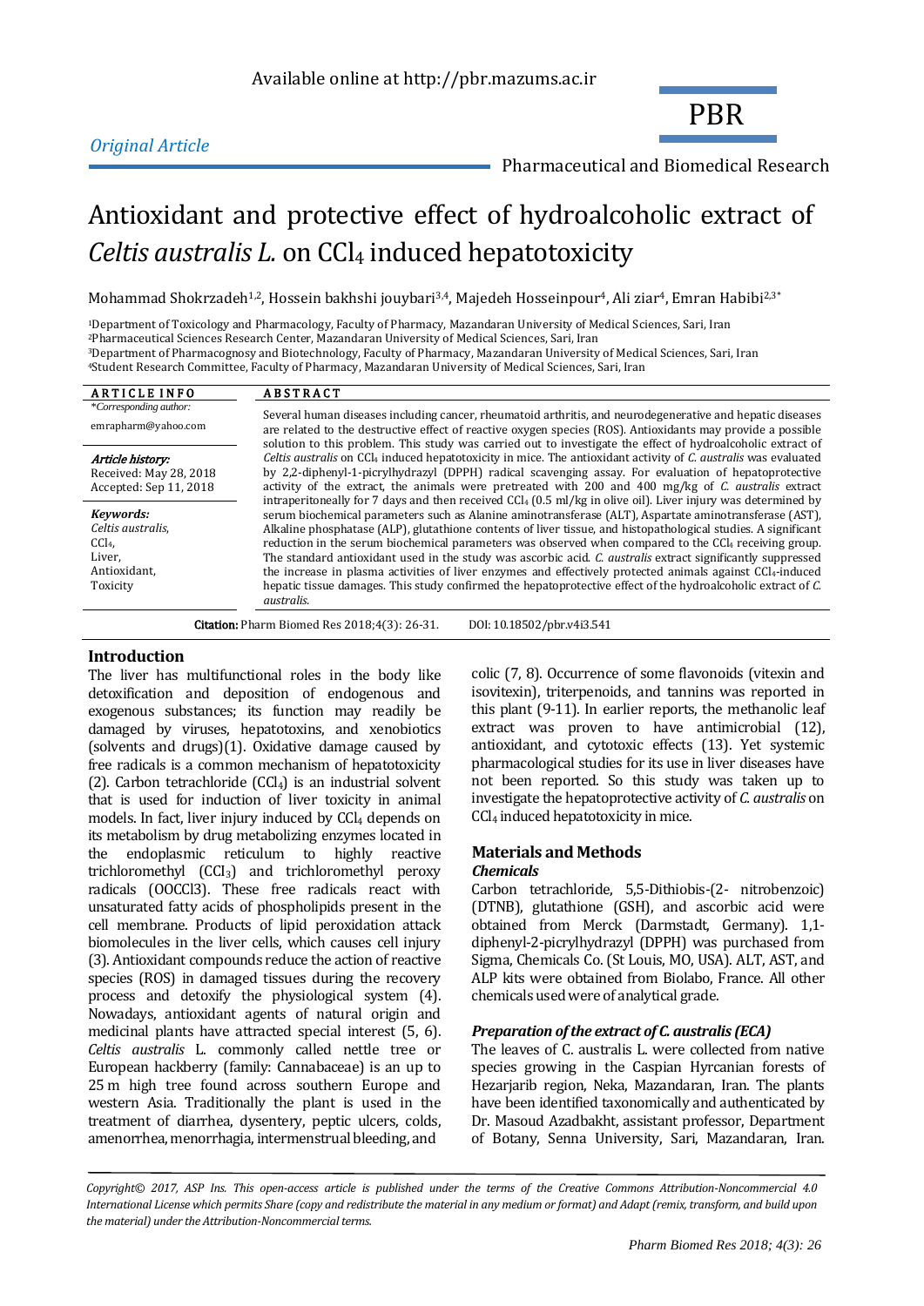Available online at http://pbr.mazums.ac.ir

*Original Article*

PBR

Pharmaceutical and Biomedical Research

# Antioxidant and protective effect of hydroalcoholic extract of *Celtis australis L.* on $CCl_4$ induced hepatotoxicity

Mohammad Shokrzadeh[1,2], Hossein bakhshi jouybari[3,4], Majedeh Hosseinpour[4], Ali ziar[4], Emran Habibi[2,3*]

[1]Department of Toxicology and Pharmacology, Faculty of Pharmacy, Mazandaran University of Medical Sciences, Sari, Iran
[2]Pharmaceutical Sciences Research Center, Mazandaran University of Medical Sciences, Sari, Iran
[3]Department of Pharmacognosy and Biotechnology, Faculty of Pharmacy, Mazandaran University of Medical Sciences, Sari, Iran
[4]Student Research Committee, Faculty of Pharmacy, Mazandaran University of Medical Sciences, Sari, Iran

**ARTICLE INFO**

*\*Corresponding author:*
emrapharm@yahoo.com

***Article history:***
Received: May 28, 2018
Accepted: Sep 11, 2018

***Keywords:***
*Celtis australis,*
$CCl_4$,
Liver,
Antioxidant,
Toxicity

**ABSTRACT**

Several human diseases including cancer, rheumatoid arthritis, and neurodegenerative and hepatic diseases are related to the destructive effect of reactive oxygen species (ROS). Antioxidants may provide a possible solution to this problem. This study was carried out to investigate the effect of hydroalcoholic extract of *Celtis australis* on $CCl_4$ induced hepatotoxicity in mice. The antioxidant activity of *C. australis* was evaluated by 2,2-diphenyl-1-picrylhydrazyl (DPPH) radical scavenging assay. For evaluation of hepatoprotective activity of the extract, the animals were pretreated with 200 and 400 mg/kg of *C. australis* extract intraperitoneally for 7 days and then received $CCl_4$ (0.5 ml/kg in olive oil). Liver injury was determined by serum biochemical parameters such as Alanine aminotransferase (ALT), Aspartate aminotransferase (AST), Alkaline phosphatase (ALP), glutathione contents of liver tissue, and histopathological studies. A significant reduction in the serum biochemical parameters was observed when compared to the $CCl_4$ receiving group. The standard antioxidant used in the study was ascorbic acid. *C. australis* extract significantly suppressed the increase in plasma activities of liver enzymes and effectively protected animals against $CCl_4$-induced hepatic tissue damages. This study confirmed the hepatoprotective effect of the hydroalcoholic extract of *C. australis*.

**Citation:** Pharm Biomed Res 2018;4(3): 26-31. DOI: 10.18502/pbr.v4i3.541

## Introduction

The liver has multifunctional roles in the body like detoxification and deposition of endogenous and exogenous substances; its function may readily be damaged by viruses, hepatotoxins, and xenobiotics (solvents and drugs)(1). Oxidative damage caused by free radicals is a common mechanism of hepatotoxicity (2). Carbon tetrachloride ($CCl_4$) is an industrial solvent that is used for induction of liver toxicity in animal models. In fact, liver injury induced by $CCl_4$ depends on its metabolism by drug metabolizing enzymes located in the endoplasmic reticulum to highly reactive trichloromethyl ($CCl_3$) and trichloromethyl peroxy radicals (OOCCl3). These free radicals react with unsaturated fatty acids of phospholipids present in the cell membrane. Products of lipid peroxidation attack biomolecules in the liver cells, which causes cell injury (3). Antioxidant compounds reduce the action of reactive species (ROS) in damaged tissues during the recovery process and detoxify the physiological system (4). Nowadays, antioxidant agents of natural origin and medicinal plants have attracted special interest (5, 6). *Celtis australis* L. commonly called nettle tree or European hackberry (family: Cannabaceae) is an up to 25 m high tree found across southern Europe and western Asia. Traditionally the plant is used in the treatment of diarrhea, dysentery, peptic ulcers, colds, amenorrhea, menorrhagia, intermenstrual bleeding, and colic (7, 8). Occurrence of some flavonoids (vitexin and isovitexin), triterpenoids, and tannins was reported in this plant (9-11). In earlier reports, the methanolic leaf extract was proven to have antimicrobial (12), antioxidant, and cytotoxic effects (13). Yet systemic pharmacological studies for its use in liver diseases have not been reported. So this study was taken up to investigate the hepatoprotective activity of *C. australis* on $CCl_4$ induced hepatotoxicity in mice.

## Materials and Methods

### *Chemicals*

Carbon tetrachloride, 5,5-Dithiobis-(2- nitrobenzoic) (DTNB), glutathione (GSH), and ascorbic acid were obtained from Merck (Darmstadt, Germany). 1,1-diphenyl-2-picrylhydrazyl (DPPH) was purchased from Sigma, Chemicals Co. (St Louis, MO, USA). ALT, AST, and ALP kits were obtained from Biolabo, France. All other chemicals used were of analytical grade.

### *Preparation of the extract of C. australis (ECA)*

The leaves of C. australis L. were collected from native species growing in the Caspian Hyrcanian forests of Hezarjarib region, Neka, Mazandaran, Iran. The plants have been identified taxonomically and authenticated by Dr. Masoud Azadbakht, assistant professor, Department of Botany, Senna University, Sari, Mazandaran, Iran.

*Copyright© 2017, ASP Ins. This open-access article is published under the terms of the Creative Commons Attribution-Noncommercial 4.0 International License which permits Share (copy and redistribute the material in any medium or format) and Adapt (remix, transform, and build upon the material) under the Attribution-Noncommercial terms.*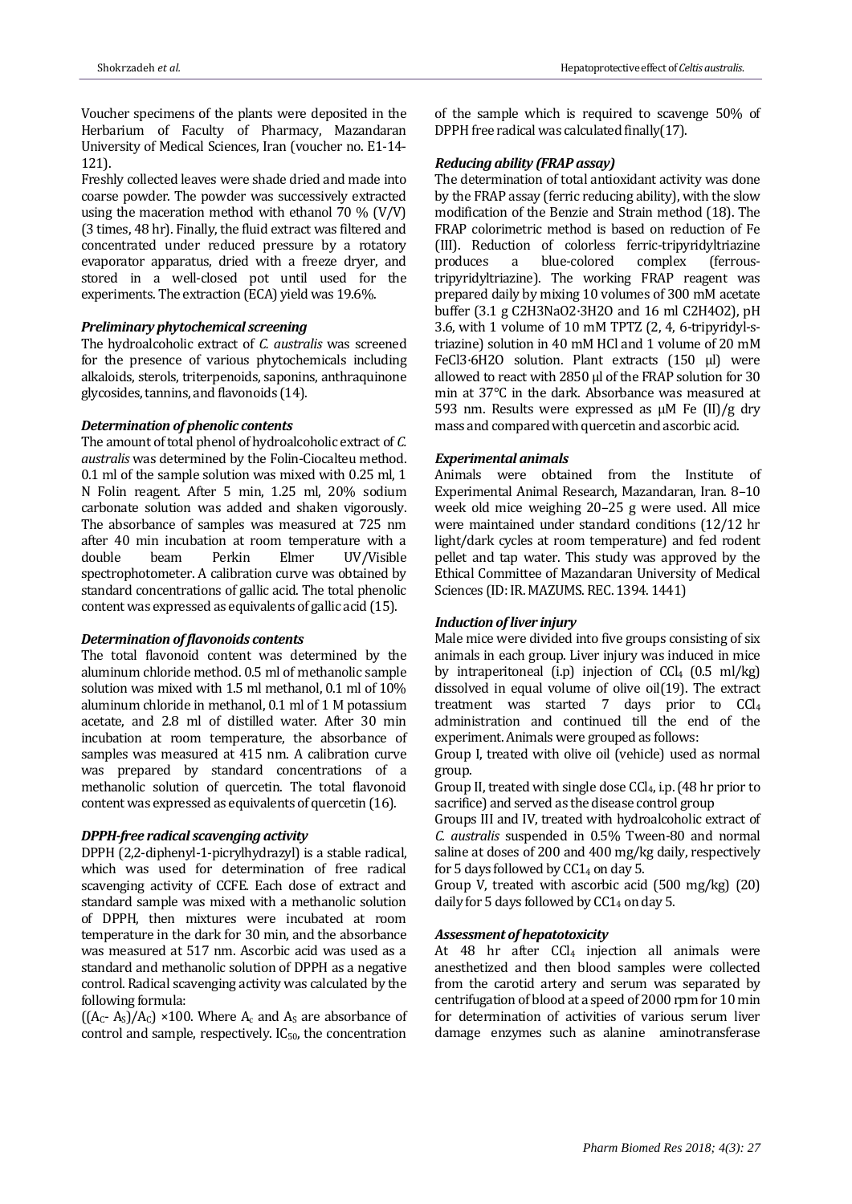Voucher specimens of the plants were deposited in the Herbarium of Faculty of Pharmacy, Mazandaran University of Medical Sciences, Iran (voucher no. E1-14-121).

Freshly collected leaves were shade dried and made into coarse powder. The powder was successively extracted using the maceration method with ethanol 70 % (V/V) (3 times, 48 hr). Finally, the fluid extract was filtered and concentrated under reduced pressure by a rotatory evaporator apparatus, dried with a freeze dryer, and stored in a well-closed pot until used for the experiments. The extraction (ECA) yield was 19.6%.

### *Preliminary phytochemical screening*

The hydroalcoholic extract of *C. australis* was screened for the presence of various phytochemicals including alkaloids, sterols, triterpenoids, saponins, anthraquinone glycosides, tannins, and flavonoids (14).

### *Determination of phenolic contents*

The amount of total phenol of hydroalcoholic extract of *C. australis* was determined by the Folin-Ciocalteu method. 0.1 ml of the sample solution was mixed with 0.25 ml, 1 N Folin reagent. After 5 min, 1.25 ml, 20% sodium carbonate solution was added and shaken vigorously. The absorbance of samples was measured at 725 nm after 40 min incubation at room temperature with a double beam Perkin Elmer UV/Visible spectrophotometer. A calibration curve was obtained by standard concentrations of gallic acid. The total phenolic content was expressed as equivalents of gallic acid (15).

### *Determination of flavonoids contents*

The total flavonoid content was determined by the aluminum chloride method. 0.5 ml of methanolic sample solution was mixed with 1.5 ml methanol, 0.1 ml of 10% aluminum chloride in methanol, 0.1 ml of 1 M potassium acetate, and 2.8 ml of distilled water. After 30 min incubation at room temperature, the absorbance of samples was measured at 415 nm. A calibration curve was prepared by standard concentrations of a methanolic solution of quercetin. The total flavonoid content was expressed as equivalents of quercetin (16).

### *DPPH-free radical scavenging activity*

DPPH (2,2-diphenyl-1-picrylhydrazyl) is a stable radical, which was used for determination of free radical scavenging activity of CCFE. Each dose of extract and standard sample was mixed with a methanolic solution of DPPH, then mixtures were incubated at room temperature in the dark for 30 min, and the absorbance was measured at 517 nm. Ascorbic acid was used as a standard and methanolic solution of DPPH as a negative control. Radical scavenging activity was calculated by the following formula:

$((A_C - A_S)/A_C) \times 100$. Where $A_c$ and $A_S$ are absorbance of control and sample, respectively. $IC_{50}$, the concentration of the sample which is required to scavenge 50% of DPPH free radical was calculated finally(17).

### *Reducing ability (FRAP assay)*

The determination of total antioxidant activity was done by the FRAP assay (ferric reducing ability), with the slow modification of the Benzie and Strain method (18). The FRAP colorimetric method is based on reduction of Fe (III). Reduction of colorless ferric-tripyridyltriazine produces a blue-colored complex (ferrous-tripyridyltriazine). The working FRAP reagent was prepared daily by mixing 10 volumes of 300 mM acetate buffer (3.1 g C2H3NaO2·3H2O and 16 ml C2H4O2), pH 3.6, with 1 volume of 10 mM TPTZ (2, 4, 6-tripyridyl-s-triazine) solution in 40 mM HCl and 1 volume of 20 mM FeCl3·6H2O solution. Plant extracts (150 µl) were allowed to react with 2850 µl of the FRAP solution for 30 min at 37°C in the dark. Absorbance was measured at 593 nm. Results were expressed as µM Fe (II)/g dry mass and compared with quercetin and ascorbic acid.

### *Experimental animals*

Animals were obtained from the Institute of Experimental Animal Research, Mazandaran, Iran. 8–10 week old mice weighing 20–25 g were used. All mice were maintained under standard conditions (12/12 hr light/dark cycles at room temperature) and fed rodent pellet and tap water. This study was approved by the Ethical Committee of Mazandaran University of Medical Sciences (ID: IR. MAZUMS. REC. 1394. 1441)

### *Induction of liver injury*

Male mice were divided into five groups consisting of six animals in each group. Liver injury was induced in mice by intraperitoneal (i.p) injection of $CCl_4$ (0.5 ml/kg) dissolved in equal volume of olive oil(19). The extract treatment was started 7 days prior to $CCl_4$ administration and continued till the end of the experiment. Animals were grouped as follows:

Group I, treated with olive oil (vehicle) used as normal group.

Group II, treated with single dose $CCl_4$, i.p. (48 hr prior to sacrifice) and served as the disease control group

Groups III and IV, treated with hydroalcoholic extract of *C. australis* suspended in 0.5% Tween-80 and normal saline at doses of 200 and 400 mg/kg daily, respectively for 5 days followed by $CC1_4$ on day 5.

Group V, treated with ascorbic acid (500 mg/kg) (20) daily for 5 days followed by $CC1_4$ on day 5.

### *Assessment of hepatotoxicity*

At 48 hr after $CCl_4$ injection all animals were anesthetized and then blood samples were collected from the carotid artery and serum was separated by centrifugation of blood at a speed of 2000 rpm for 10 min for determination of activities of various serum liver damage enzymes such as alanine aminotransferase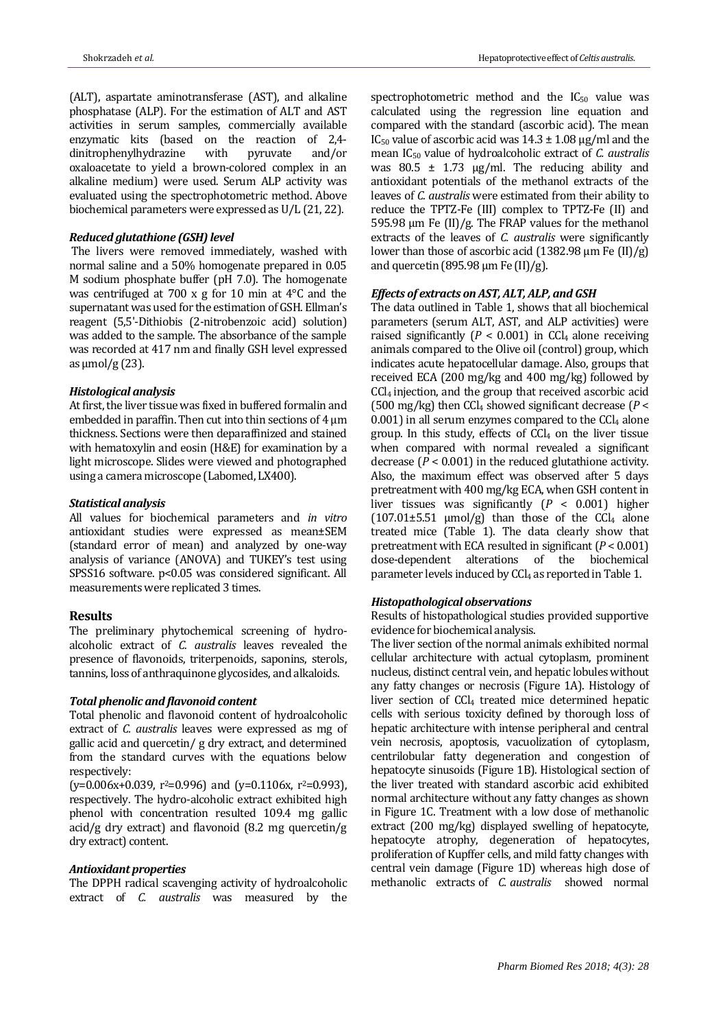(ALT), aspartate aminotransferase (AST), and alkaline phosphatase (ALP). For the estimation of ALT and AST activities in serum samples, commercially available enzymatic kits (based on the reaction of 2,4-dinitrophenylhydrazine with pyruvate and/or oxaloacetate to yield a brown-colored complex in an alkaline medium) were used. Serum ALP activity was evaluated using the spectrophotometric method. Above biochemical parameters were expressed as U/L (21, 22).

### *Reduced glutathione (GSH) level*

The livers were removed immediately, washed with normal saline and a 50% homogenate prepared in 0.05 M sodium phosphate buffer (pH 7.0). The homogenate was centrifuged at 700 x g for 10 min at 4°C and the supernatant was used for the estimation of GSH. Ellman's reagent (5,5'-Dithiobis (2-nitrobenzoic acid) solution) was added to the sample. The absorbance of the sample was recorded at 417 nm and finally GSH level expressed as µmol/g (23).

### *Histological analysis*

At first, the liver tissue was fixed in buffered formalin and embedded in paraffin. Then cut into thin sections of 4 µm thickness. Sections were then deparaffinized and stained with hematoxylin and eosin (H&E) for examination by a light microscope. Slides were viewed and photographed using a camera microscope (Labomed, LX400).

### *Statistical analysis*

All values for biochemical parameters and *in vitro* antioxidant studies were expressed as mean±SEM (standard error of mean) and analyzed by one-way analysis of variance (ANOVA) and TUKEY's test using SPSS16 software. p<0.05 was considered significant. All measurements were replicated 3 times.

## Results

The preliminary phytochemical screening of hydro-alcoholic extract of *C. australis* leaves revealed the presence of flavonoids, triterpenoids, saponins, sterols, tannins, loss of anthraquinone glycosides, and alkaloids.

### *Total phenolic and flavonoid content*

Total phenolic and flavonoid content of hydroalcoholic extract of *C. australis* leaves were expressed as mg of gallic acid and quercetin/ g dry extract, and determined from the standard curves with the equations below respectively:

($y=0.006x+0.039$, $r^2=0.996$) and ($y=0.1106x$, $r^2=0.993$), respectively. The hydro-alcoholic extract exhibited high phenol with concentration resulted 109.4 mg gallic acid/g dry extract) and flavonoid (8.2 mg quercetin/g dry extract) content.

### *Antioxidant properties*

The DPPH radical scavenging activity of hydroalcoholic extract of *C. australis* was measured by the spectrophotometric method and the $IC_{50}$ value was calculated using the regression line equation and compared with the standard (ascorbic acid). The mean $IC_{50}$ value of ascorbic acid was 14.3 ± 1.08 µg/ml and the mean $IC_{50}$ value of hydroalcoholic extract of *C. australis* was 80.5 ± 1.73 µg/ml. The reducing ability and antioxidant potentials of the methanol extracts of the leaves of *C. australis* were estimated from their ability to reduce the TPTZ-Fe (III) complex to TPTZ-Fe (II) and 595.98 µm Fe (II)/g. The FRAP values for the methanol extracts of the leaves of *C. australis* were significantly lower than those of ascorbic acid (1382.98 µm Fe (II)/g) and quercetin (895.98 µm Fe (II)/g).

### *Effects of extracts on AST, ALT, ALP, and GSH*

The data outlined in Table 1, shows that all biochemical parameters (serum ALT, AST, and ALP activities) were raised significantly ($P < 0.001$) in $CCl_4$ alone receiving animals compared to the Olive oil (control) group, which indicates acute hepatocellular damage. Also, groups that received ECA (200 mg/kg and 400 mg/kg) followed by $CCl_4$ injection, and the group that received ascorbic acid (500 mg/kg) then $CCl_4$ showed significant decrease ($P < 0.001$) in all serum enzymes compared to the $CCl_4$ alone group. In this study, effects of $CCl_4$ on the liver tissue when compared with normal revealed a significant decrease ($P < 0.001$) in the reduced glutathione activity. Also, the maximum effect was observed after 5 days pretreatment with 400 mg/kg ECA, when GSH content in liver tissues was significantly ($P < 0.001$) higher (107.01±5.51 µmol/g) than those of the $CCl_4$ alone treated mice (Table 1). The data clearly show that pretreatment with ECA resulted in significant ($P < 0.001$) dose-dependent alterations of the biochemical parameter levels induced by $CCl_4$ as reported in Table 1.

### *Histopathological observations*

Results of histopathological studies provided supportive evidence for biochemical analysis.

The liver section of the normal animals exhibited normal cellular architecture with actual cytoplasm, prominent nucleus, distinct central vein, and hepatic lobules without any fatty changes or necrosis (Figure 1A). Histology of liver section of $CCl_4$ treated mice determined hepatic cells with serious toxicity defined by thorough loss of hepatic architecture with intense peripheral and central vein necrosis, apoptosis, vacuolization of cytoplasm, centrilobular fatty degeneration and congestion of hepatocyte sinusoids (Figure 1B). Histological section of the liver treated with standard ascorbic acid exhibited normal architecture without any fatty changes as shown in Figure 1C. Treatment with a low dose of methanolic extract (200 mg/kg) displayed swelling of hepatocyte, hepatocyte atrophy, degeneration of hepatocytes, proliferation of Kupffer cells, and mild fatty changes with central vein damage (Figure 1D) whereas high dose of methanolic extracts of *C. australis* showed normal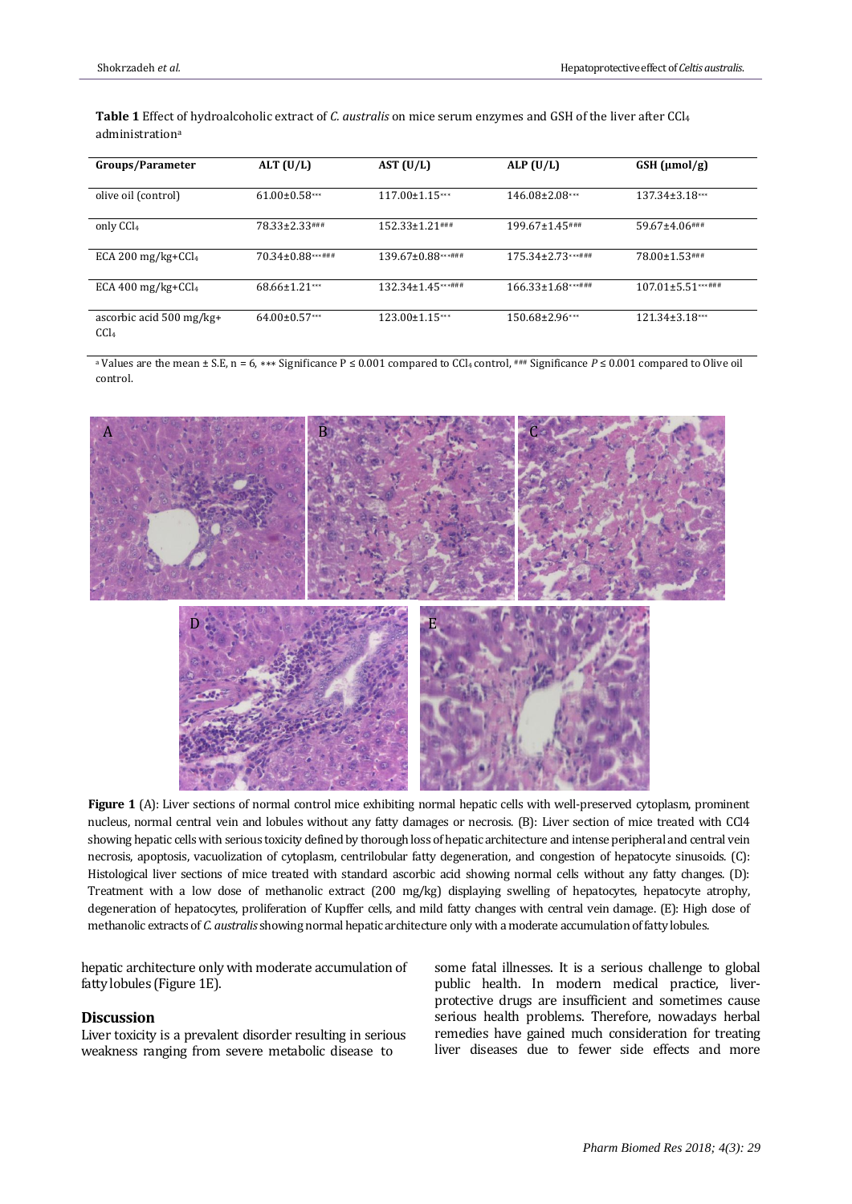**Table 1** Effect of hydroalcoholic extract of *C. australis* on mice serum enzymes and GSH of the liver after $CCl_4$ administration[a]

| Groups/Parameter | ALT (U/L) | AST (U/L) | ALP (U/L) | GSH (μmol/g) |
|---|---|---|---|---|
| olive oil (control) | 61.00±0.58*** | 117.00±1.15*** | 146.08±2.08*** | 137.34±3.18*** |
| only $CCl_4$ | 78.33±2.33### | 152.33±1.21### | 199.67±1.45### | 59.67±4.06### |
| ECA 200 mg/kg+$CCl_4$ | 70.34±0.88***### | 139.67±0.88***### | 175.34±2.73***### | 78.00±1.53### |
| ECA 400 mg/kg+$CCl_4$ | 68.66±1.21*** | 132.34±1.45***### | 166.33±1.68***### | 107.01±5.51***### |
| ascorbic acid 500 mg/kg+ $CCl_4$ | 64.00±0.57*** | 123.00±1.15*** | 150.68±2.96*** | 121.34±3.18*** |

[a] Values are the mean ± S.E, n = 6, *** Significance P ≤ 0.001 compared to $CCl_4$ control, ### Significance *P* ≤ 0.001 compared to Olive oil control.

**Figure 1** (A): Liver sections of normal control mice exhibiting normal hepatic cells with well-preserved cytoplasm, prominent nucleus, normal central vein and lobules without any fatty damages or necrosis. (B): Liver section of mice treated with CCl4 showing hepatic cells with serious toxicity defined by thorough loss of hepatic architecture and intense peripheral and central vein necrosis, apoptosis, vacuolization of cytoplasm, centrilobular fatty degeneration, and congestion of hepatocyte sinusoids. (C): Histological liver sections of mice treated with standard ascorbic acid showing normal cells without any fatty changes. (D): Treatment with a low dose of methanolic extract (200 mg/kg) displaying swelling of hepatocytes, hepatocyte atrophy, degeneration of hepatocytes, proliferation of Kupffer cells, and mild fatty changes with central vein damage. (E): High dose of methanolic extracts of *C. australis* showing normal hepatic architecture only with a moderate accumulation of fatty lobules.

hepatic architecture only with moderate accumulation of fatty lobules (Figure 1E).

## Discussion

Liver toxicity is a prevalent disorder resulting in serious weakness ranging from severe metabolic disease to some fatal illnesses. It is a serious challenge to global public health. In modern medical practice, liver-protective drugs are insufficient and sometimes cause serious health problems. Therefore, nowadays herbal remedies have gained much consideration for treating liver diseases due to fewer side effects and more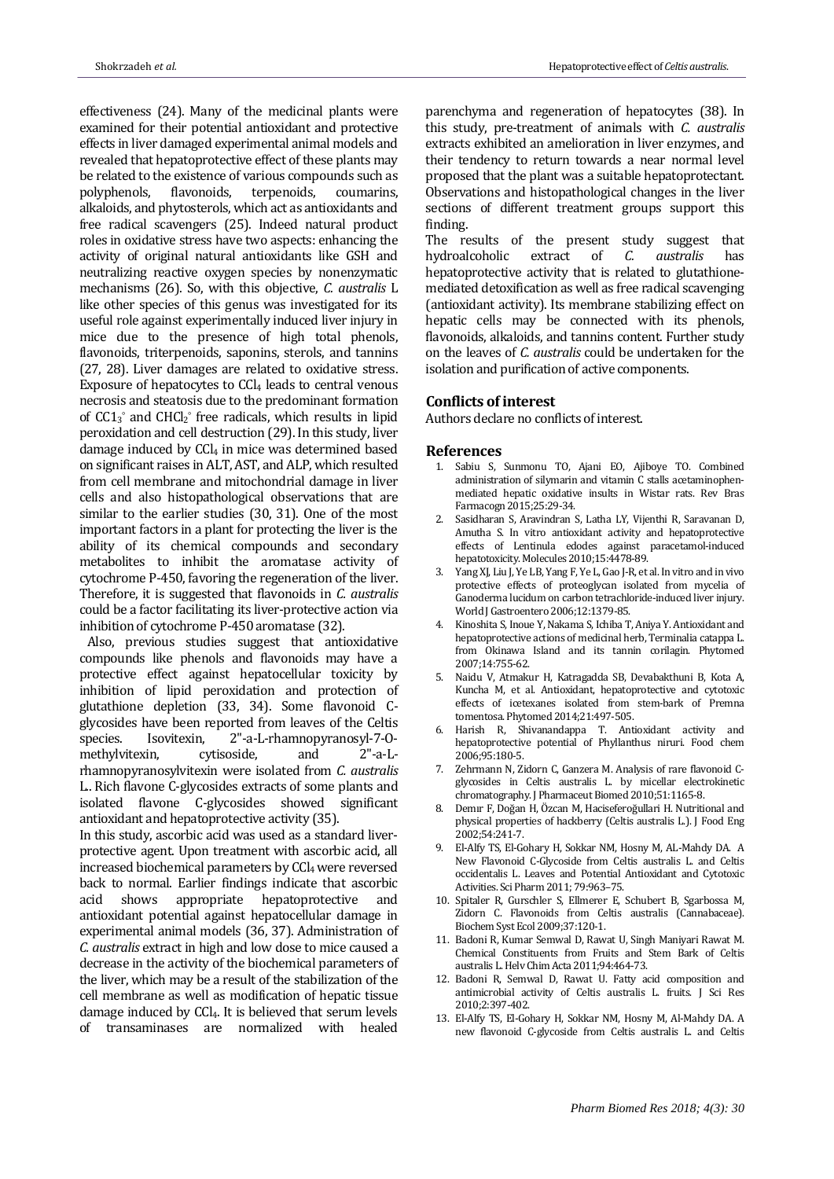effectiveness (24). Many of the medicinal plants were examined for their potential antioxidant and protective effects in liver damaged experimental animal models and revealed that hepatoprotective effect of these plants may be related to the existence of various compounds such as polyphenols, flavonoids, terpenoids, coumarins, alkaloids, and phytosterols, which act as antioxidants and free radical scavengers (25). Indeed natural product roles in oxidative stress have two aspects: enhancing the activity of original natural antioxidants like GSH and neutralizing reactive oxygen species by nonenzymatic mechanisms (26). So, with this objective, *C. australis* L like other species of this genus was investigated for its useful role against experimentally induced liver injury in mice due to the presence of high total phenols, flavonoids, triterpenoids, saponins, sterols, and tannins (27, 28). Liver damages are related to oxidative stress. Exposure of hepatocytes to $CCl_4$ leads to central venous necrosis and steatosis due to the predominant formation of $CC1_3^{\circ}$ and $CHCl_2^{\circ}$ free radicals, which results in lipid peroxidation and cell destruction (29). In this study, liver damage induced by $CCl_4$ in mice was determined based on significant raises in ALT, AST, and ALP, which resulted from cell membrane and mitochondrial damage in liver cells and also histopathological observations that are similar to the earlier studies (30, 31). One of the most important factors in a plant for protecting the liver is the ability of its chemical compounds and secondary metabolites to inhibit the aromatase activity of cytochrome P-450, favoring the regeneration of the liver. Therefore, it is suggested that flavonoids in *C. australis* could be a factor facilitating its liver-protective action via inhibition of cytochrome P-450 aromatase (32).

Also, previous studies suggest that antioxidative compounds like phenols and flavonoids may have a protective effect against hepatocellular toxicity by inhibition of lipid peroxidation and protection of glutathione depletion (33, 34). Some flavonoid C-glycosides have been reported from leaves of the Celtis species. Isovitexin, 2''-a-L-rhamnopyranosyl-7-O-methylvitexin, cytisoside, and 2''-a-L-rhamnopyranosylvitexin were isolated from *C. australis* L.. Rich flavone C-glycosides extracts of some plants and isolated flavone C-glycosides showed significant antioxidant and hepatoprotective activity (35).

In this study, ascorbic acid was used as a standard liver-protective agent. Upon treatment with ascorbic acid, all increased biochemical parameters by $CCl_4$ were reversed back to normal. Earlier findings indicate that ascorbic acid shows appropriate hepatoprotective and antioxidant potential against hepatocellular damage in experimental animal models (36, 37). Administration of *C. australis* extract in high and low dose to mice caused a decrease in the activity of the biochemical parameters of the liver, which may be a result of the stabilization of the cell membrane as well as modification of hepatic tissue damage induced by $CCl_4$. It is believed that serum levels of transaminases are normalized with healed parenchyma and regeneration of hepatocytes (38). In this study, pre-treatment of animals with *C. australis* extracts exhibited an amelioration in liver enzymes, and their tendency to return towards a near normal level proposed that the plant was a suitable hepatoprotectant. Observations and histopathological changes in the liver sections of different treatment groups support this finding.

The results of the present study suggest that hydroalcoholic extract of *C. australis* has hepatoprotective activity that is related to glutathione-mediated detoxification as well as free radical scavenging (antioxidant activity). Its membrane stabilizing effect on hepatic cells may be connected with its phenols, flavonoids, alkaloids, and tannins content. Further study on the leaves of *C. australis* could be undertaken for the isolation and purification of active components.

## Conflicts of interest

Authors declare no conflicts of interest.

## References

1. Sabiu S, Sunmonu TO, Ajani EO, Ajiboye TO. Combined administration of silymarin and vitamin C stalls acetaminophen-mediated hepatic oxidative insults in Wistar rats. Rev Bras Farmacogn 2015;25:29-34.
2. Sasidharan S, Aravindran S, Latha LY, Vijenthi R, Saravanan D, Amutha S. In vitro antioxidant activity and hepatoprotective effects of Lentinula edodes against paracetamol-induced hepatotoxicity. Molecules 2010;15:4478-89.
3. Yang XJ, Liu J, Ye LB, Yang F, Ye L, Gao J-R, et al. In vitro and in vivo protective effects of proteoglycan isolated from mycelia of Ganoderma lucidum on carbon tetrachloride-induced liver injury. World J Gastroentero 2006;12:1379-85.
4. Kinoshita S, Inoue Y, Nakama S, Ichiba T, Aniya Y. Antioxidant and hepatoprotective actions of medicinal herb, Terminalia catappa L. from Okinawa Island and its tannin corilagin. Phytomed 2007;14:755-62.
5. Naidu V, Atmakur H, Katragadda SB, Devabakthuni B, Kota A, Kuncha M, et al. Antioxidant, hepatoprotective and cytotoxic effects of icetexanes isolated from stem-bark of Premna tomentosa. Phytomed 2014;21:497-505.
6. Harish R, Shivanandappa T. Antioxidant activity and hepatoprotective potential of Phyllanthus niruri. Food chem 2006;95:180-5.
7. Zehrmann N, Zidorn C, Ganzera M. Analysis of rare flavonoid C-glycosides in Celtis australis L. by micellar electrokinetic chromatography. J Pharmaceut Biomed 2010;51:1165-8.
8. Demır F, Doğan H, Özcan M, Haciseferoğullari H. Nutritional and physical properties of hackberry (Celtis australis L.). J Food Eng 2002;54:241-7.
9. El-Alfy TS, El-Gohary H, Sokkar NM, Hosny M, AL-Mahdy DA. A New Flavonoid C-Glycoside from Celtis australis L. and Celtis occidentalis L. Leaves and Potential Antioxidant and Cytotoxic Activities. Sci Pharm 2011; 79:963–75.
10. Spitaler R, Gurschler S, Ellmerer E, Schubert B, Sgarbossa M, Zidorn C. Flavonoids from Celtis australis (Cannabaceae). Biochem Syst Ecol 2009;37:120-1.
11. Badoni R, Kumar Semwal D, Rawat U, Singh Maniyari Rawat M. Chemical Constituents from Fruits and Stem Bark of Celtis australis L. Helv Chim Acta 2011;94:464-73.
12. Badoni R, Semwal D, Rawat U. Fatty acid composition and antimicrobial activity of Celtis australis L. fruits. J Sci Res 2010;2:397-402.
13. El-Alfy TS, El-Gohary H, Sokkar NM, Hosny M, Al-Mahdy DA. A new flavonoid C-glycoside from Celtis australis L. and Celtis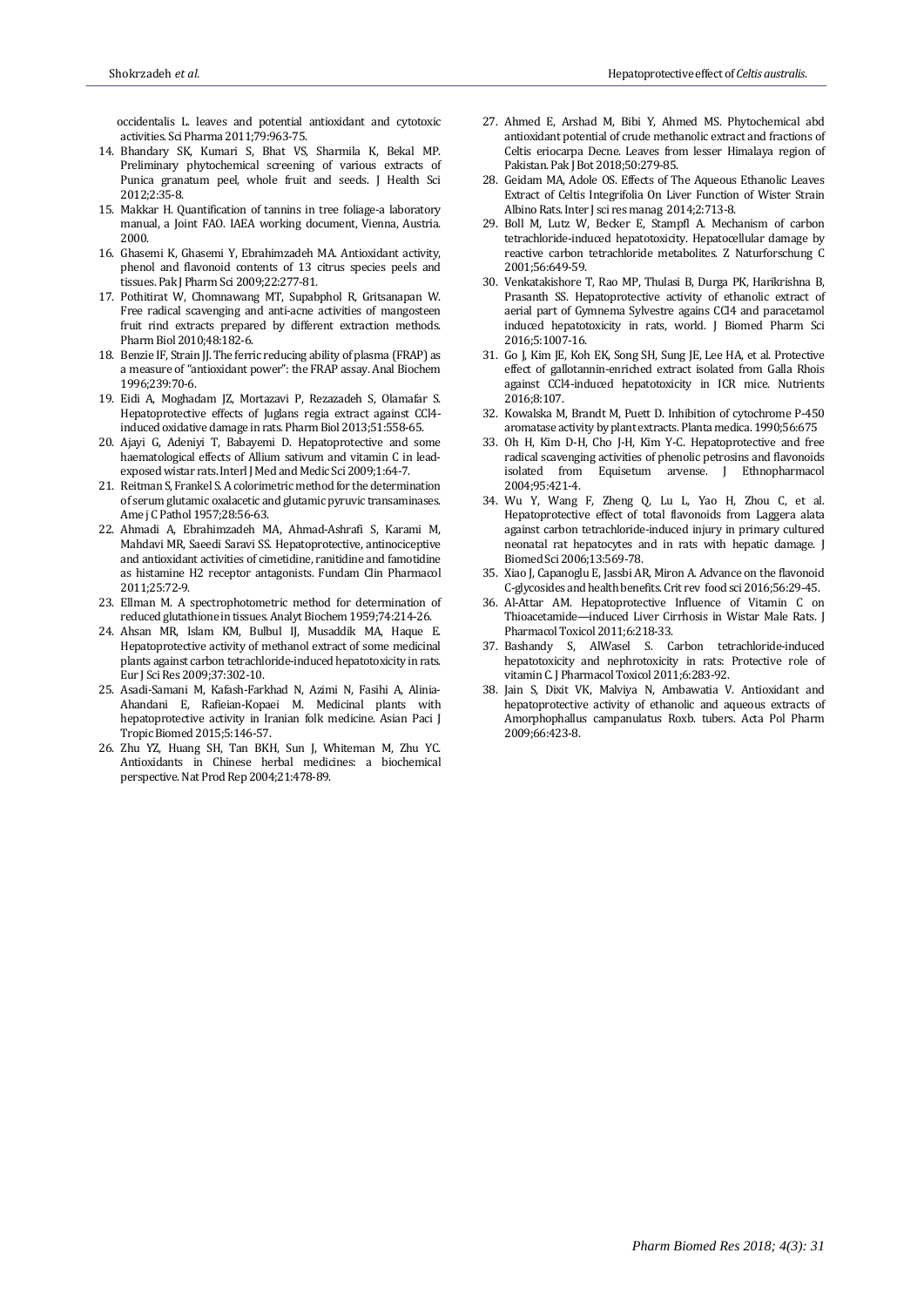occidentalis L. leaves and potential antioxidant and cytotoxic activities. Sci Pharma 2011;79:963-75.

14. Bhandary SK, Kumari S, Bhat VS, Sharmila K, Bekal MP. Preliminary phytochemical screening of various extracts of Punica granatum peel, whole fruit and seeds. J Health Sci 2012;2:35-8.
15. Makkar H. Quantification of tannins in tree foliage-a laboratory manual, a Joint FAO. IAEA working document, Vienna, Austria. 2000.
16. Ghasemi K, Ghasemi Y, Ebrahimzadeh MA. Antioxidant activity, phenol and flavonoid contents of 13 citrus species peels and tissues. Pak J Pharm Sci 2009;22:277-81.
17. Pothitirat W, Chomnawang MT, Supabphol R, Gritsanapan W. Free radical scavenging and anti-acne activities of mangosteen fruit rind extracts prepared by different extraction methods. Pharm Biol 2010;48:182-6.
18. Benzie IF, Strain JJ. The ferric reducing ability of plasma (FRAP) as a measure of "antioxidant power": the FRAP assay. Anal Biochem 1996;239:70-6.
19. Eidi A, Moghadam JZ, Mortazavi P, Rezazadeh S, Olamafar S. Hepatoprotective effects of Juglans regia extract against CCl4-induced oxidative damage in rats. Pharm Biol 2013;51:558-65.
20. Ajayi G, Adeniyi T, Babayemi D. Hepatoprotective and some haematological effects of Allium sativum and vitamin C in lead-exposed wistar rats. Interl J Med and Medic Sci 2009;1:64-7.
21. Reitman S, Frankel S. A colorimetric method for the determination of serum glutamic oxalacetic and glutamic pyruvic transaminases. Ame j C Pathol 1957;28:56-63.
22. Ahmadi A, Ebrahimzadeh MA, Ahmad-Ashrafi S, Karami M, Mahdavi MR, Saeedi Saravi SS. Hepatoprotective, antinociceptive and antioxidant activities of cimetidine, ranitidine and famotidine as histamine H2 receptor antagonists. Fundam Clin Pharmacol 2011;25:72-9.
23. Ellman M. A spectrophotometric method for determination of reduced glutathione in tissues. Analyt Biochem 1959;74:214-26.
24. Ahsan MR, Islam KM, Bulbul IJ, Musaddik MA, Haque E. Hepatoprotective activity of methanol extract of some medicinal plants against carbon tetrachloride-induced hepatotoxicity in rats. Eur J Sci Res 2009;37:302-10.
25. Asadi-Samani M, Kafash-Farkhad N, Azimi N, Fasihi A, Alinia-Ahandani E, Rafieian-Kopaei M. Medicinal plants with hepatoprotective activity in Iranian folk medicine. Asian Paci J Tropic Biomed 2015;5:146-57.
26. Zhu YZ, Huang SH, Tan BKH, Sun J, Whiteman M, Zhu YC. Antioxidants in Chinese herbal medicines: a biochemical perspective. Nat Prod Rep 2004;21:478-89.
27. Ahmed E, Arshad M, Bibi Y, Ahmed MS. Phytochemical abd antioxidant potential of crude methanolic extract and fractions of Celtis eriocarpa Decne. Leaves from lesser Himalaya region of Pakistan. Pak J Bot 2018;50:279-85.
28. Geidam MA, Adole OS. Effects of The Aqueous Ethanolic Leaves Extract of Celtis Integrifolia On Liver Function of Wister Strain Albino Rats. Inter J sci res manag 2014;2:713-8.
29. Boll M, Lutz W, Becker E, Stampfl A. Mechanism of carbon tetrachloride-induced hepatotoxicity. Hepatocellular damage by reactive carbon tetrachloride metabolites. Z Naturforschung C 2001;56:649-59.
30. Venkatakishore T, Rao MP, Thulasi B, Durga PK, Harikrishna B, Prasanth SS. Hepatoprotective activity of ethanolic extract of aerial part of Gymnema Sylvestre agains CCl4 and paracetamol induced hepatotoxicity in rats, world. J Biomed Pharm Sci 2016;5:1007-16.
31. Go J, Kim JE, Koh EK, Song SH, Sung JE, Lee HA, et al. Protective effect of gallotannin-enriched extract isolated from Galla Rhois against CCl4-induced hepatotoxicity in ICR mice. Nutrients 2016;8:107.
32. Kowalska M, Brandt M, Puett D. Inhibition of cytochrome P-450 aromatase activity by plant extracts. Planta medica. 1990;56:675
33. Oh H, Kim D-H, Cho J-H, Kim Y-C. Hepatoprotective and free radical scavenging activities of phenolic petrosins and flavonoids isolated from Equisetum arvense. J Ethnopharmacol 2004;95:421-4.
34. Wu Y, Wang F, Zheng Q, Lu L, Yao H, Zhou C, et al. Hepatoprotective effect of total flavonoids from Laggera alata against carbon tetrachloride-induced injury in primary cultured neonatal rat hepatocytes and in rats with hepatic damage. J Biomed Sci 2006;13:569-78.
35. Xiao J, Capanoglu E, Jassbi AR, Miron A. Advance on the flavonoid C-glycosides and health benefits. Crit rev food sci 2016;56:29-45.
36. Al-Attar AM. Hepatoprotective Influence of Vitamin C on Thioacetamide—induced Liver Cirrhosis in Wistar Male Rats. J Pharmacol Toxicol 2011;6:218-33.
37. Bashandy S, AlWasel S. Carbon tetrachloride-induced hepatotoxicity and nephrotoxicity in rats: Protective role of vitamin C. J Pharmacol Toxicol 2011;6:283-92.
38. Jain S, Dixit VK, Malviya N, Ambawatia V. Antioxidant and hepatoprotective activity of ethanolic and aqueous extracts of Amorphophallus campanulatus Roxb. tubers. Acta Pol Pharm 2009;66:423-8.